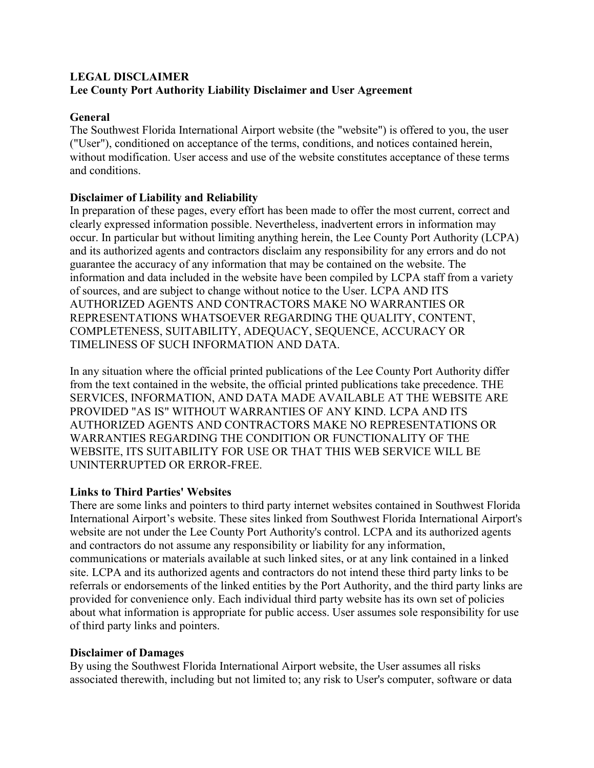**LEGAL DISCLAIMER**
**Lee County Port Authority Liability Disclaimer and User Agreement**

**General**
The Southwest Florida International Airport website (the "website") is offered to you, the user ("User"), conditioned on acceptance of the terms, conditions, and notices contained herein, without modification. User access and use of the website constitutes acceptance of these terms and conditions.

**Disclaimer of Liability and Reliability**
In preparation of these pages, every effort has been made to offer the most current, correct and clearly expressed information possible. Nevertheless, inadvertent errors in information may occur. In particular but without limiting anything herein, the Lee County Port Authority (LCPA) and its authorized agents and contractors disclaim any responsibility for any errors and do not guarantee the accuracy of any information that may be contained on the website. The information and data included in the website have been compiled by LCPA staff from a variety of sources, and are subject to change without notice to the User. LCPA AND ITS AUTHORIZED AGENTS AND CONTRACTORS MAKE NO WARRANTIES OR REPRESENTATIONS WHATSOEVER REGARDING THE QUALITY, CONTENT, COMPLETENESS, SUITABILITY, ADEQUACY, SEQUENCE, ACCURACY OR TIMELINESS OF SUCH INFORMATION AND DATA.

In any situation where the official printed publications of the Lee County Port Authority differ from the text contained in the website, the official printed publications take precedence. THE SERVICES, INFORMATION, AND DATA MADE AVAILABLE AT THE WEBSITE ARE PROVIDED "AS IS" WITHOUT WARRANTIES OF ANY KIND. LCPA AND ITS AUTHORIZED AGENTS AND CONTRACTORS MAKE NO REPRESENTATIONS OR WARRANTIES REGARDING THE CONDITION OR FUNCTIONALITY OF THE WEBSITE, ITS SUITABILITY FOR USE OR THAT THIS WEB SERVICE WILL BE UNINTERRUPTED OR ERROR-FREE.

**Links to Third Parties' Websites**
There are some links and pointers to third party internet websites contained in Southwest Florida International Airport's website. These sites linked from Southwest Florida International Airport's website are not under the Lee County Port Authority's control. LCPA and its authorized agents and contractors do not assume any responsibility or liability for any information, communications or materials available at such linked sites, or at any link contained in a linked site. LCPA and its authorized agents and contractors do not intend these third party links to be referrals or endorsements of the linked entities by the Port Authority, and the third party links are provided for convenience only. Each individual third party website has its own set of policies about what information is appropriate for public access. User assumes sole responsibility for use of third party links and pointers.

**Disclaimer of Damages**
By using the Southwest Florida International Airport website, the User assumes all risks associated therewith, including but not limited to; any risk to User's computer, software or data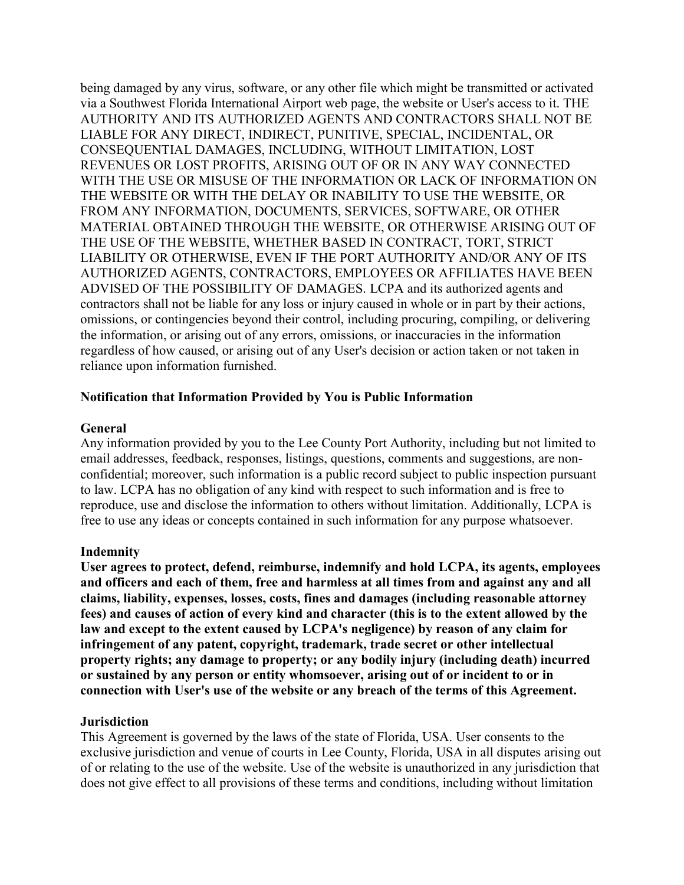being damaged by any virus, software, or any other file which might be transmitted or activated via a Southwest Florida International Airport web page, the website or User's access to it. THE AUTHORITY AND ITS AUTHORIZED AGENTS AND CONTRACTORS SHALL NOT BE LIABLE FOR ANY DIRECT, INDIRECT, PUNITIVE, SPECIAL, INCIDENTAL, OR CONSEQUENTIAL DAMAGES, INCLUDING, WITHOUT LIMITATION, LOST REVENUES OR LOST PROFITS, ARISING OUT OF OR IN ANY WAY CONNECTED WITH THE USE OR MISUSE OF THE INFORMATION OR LACK OF INFORMATION ON THE WEBSITE OR WITH THE DELAY OR INABILITY TO USE THE WEBSITE, OR FROM ANY INFORMATION, DOCUMENTS, SERVICES, SOFTWARE, OR OTHER MATERIAL OBTAINED THROUGH THE WEBSITE, OR OTHERWISE ARISING OUT OF THE USE OF THE WEBSITE, WHETHER BASED IN CONTRACT, TORT, STRICT LIABILITY OR OTHERWISE, EVEN IF THE PORT AUTHORITY AND/OR ANY OF ITS AUTHORIZED AGENTS, CONTRACTORS, EMPLOYEES OR AFFILIATES HAVE BEEN ADVISED OF THE POSSIBILITY OF DAMAGES. LCPA and its authorized agents and contractors shall not be liable for any loss or injury caused in whole or in part by their actions, omissions, or contingencies beyond their control, including procuring, compiling, or delivering the information, or arising out of any errors, omissions, or inaccuracies in the information regardless of how caused, or arising out of any User's decision or action taken or not taken in reliance upon information furnished.

**Notification that Information Provided by You is Public Information**

**General**

Any information provided by you to the Lee County Port Authority, including but not limited to email addresses, feedback, responses, listings, questions, comments and suggestions, are non-confidential; moreover, such information is a public record subject to public inspection pursuant to law. LCPA has no obligation of any kind with respect to such information and is free to reproduce, use and disclose the information to others without limitation. Additionally, LCPA is free to use any ideas or concepts contained in such information for any purpose whatsoever.

**Indemnity**

**User agrees to protect, defend, reimburse, indemnify and hold LCPA, its agents, employees and officers and each of them, free and harmless at all times from and against any and all claims, liability, expenses, losses, costs, fines and damages (including reasonable attorney fees) and causes of action of every kind and character (this is to the extent allowed by the law and except to the extent caused by LCPA's negligence) by reason of any claim for infringement of any patent, copyright, trademark, trade secret or other intellectual property rights; any damage to property; or any bodily injury (including death) incurred or sustained by any person or entity whomsoever, arising out of or incident to or in connection with User's use of the website or any breach of the terms of this Agreement.**

**Jurisdiction**

This Agreement is governed by the laws of the state of Florida, USA. User consents to the exclusive jurisdiction and venue of courts in Lee County, Florida, USA in all disputes arising out of or relating to the use of the website. Use of the website is unauthorized in any jurisdiction that does not give effect to all provisions of these terms and conditions, including without limitation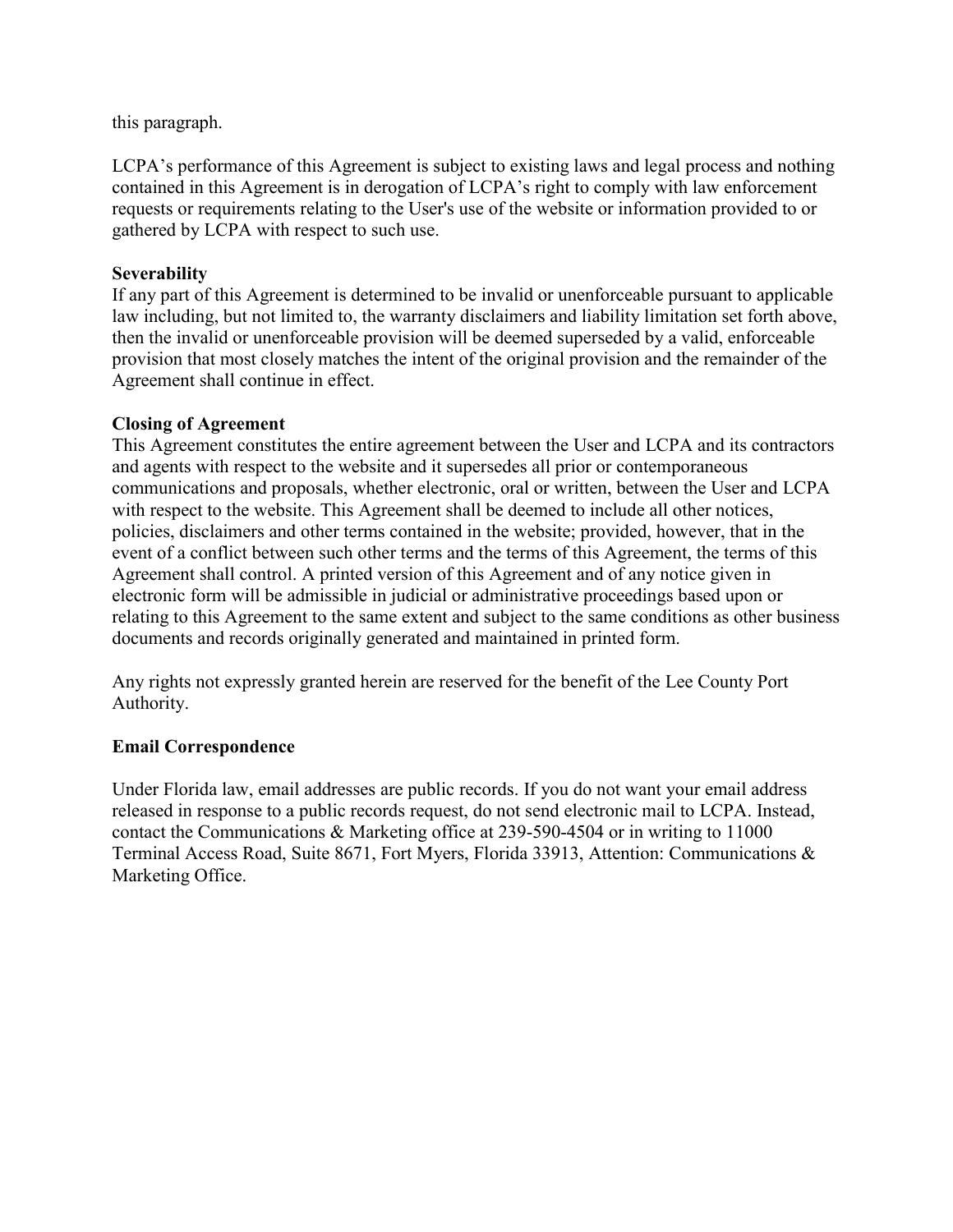this paragraph.

LCPA's performance of this Agreement is subject to existing laws and legal process and nothing contained in this Agreement is in derogation of LCPA's right to comply with law enforcement requests or requirements relating to the User's use of the website or information provided to or gathered by LCPA with respect to such use.

**Severability**

If any part of this Agreement is determined to be invalid or unenforceable pursuant to applicable law including, but not limited to, the warranty disclaimers and liability limitation set forth above, then the invalid or unenforceable provision will be deemed superseded by a valid, enforceable provision that most closely matches the intent of the original provision and the remainder of the Agreement shall continue in effect.

**Closing of Agreement**

This Agreement constitutes the entire agreement between the User and LCPA and its contractors and agents with respect to the website and it supersedes all prior or contemporaneous communications and proposals, whether electronic, oral or written, between the User and LCPA with respect to the website. This Agreement shall be deemed to include all other notices, policies, disclaimers and other terms contained in the website; provided, however, that in the event of a conflict between such other terms and the terms of this Agreement, the terms of this Agreement shall control. A printed version of this Agreement and of any notice given in electronic form will be admissible in judicial or administrative proceedings based upon or relating to this Agreement to the same extent and subject to the same conditions as other business documents and records originally generated and maintained in printed form.

Any rights not expressly granted herein are reserved for the benefit of the Lee County Port Authority.

**Email Correspondence**

Under Florida law, email addresses are public records. If you do not want your email address released in response to a public records request, do not send electronic mail to LCPA. Instead, contact the Communications & Marketing office at 239-590-4504 or in writing to 11000 Terminal Access Road, Suite 8671, Fort Myers, Florida 33913, Attention: Communications & Marketing Office.